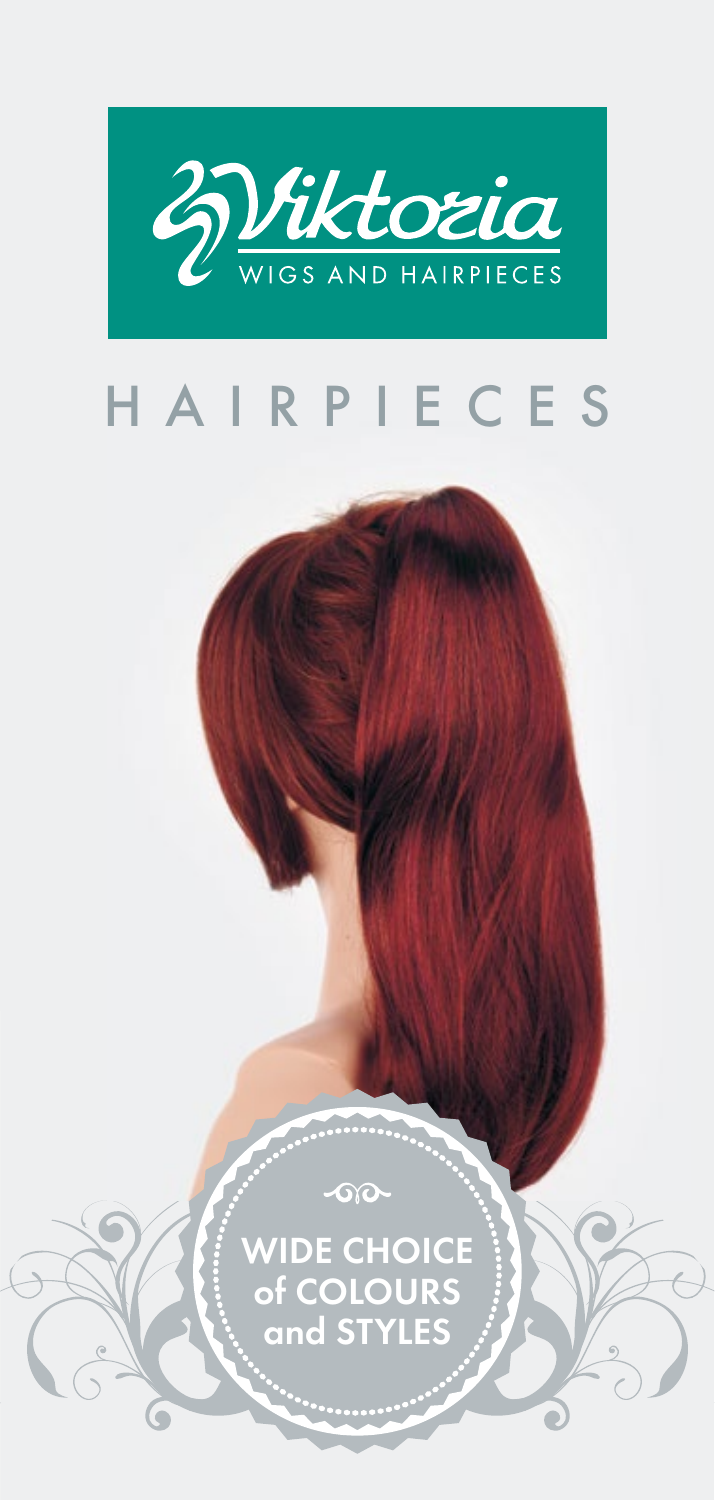Viktoria

WIGS AND HAIRPIECES

# HAIRPIECES

WIDE CHOICE of COLOURS and STYLES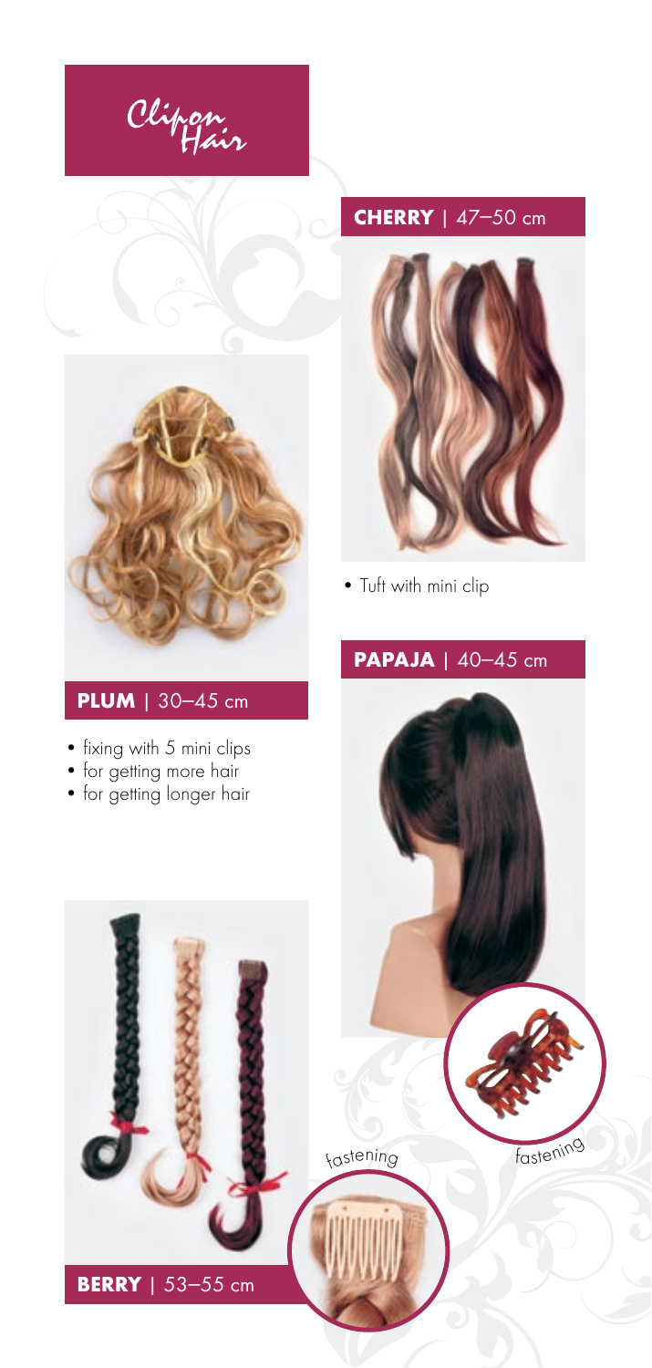# Clip on Hair

## CHERRY | 47–50 cm

- Tuft with mini clip

## PLUM | 30–45 cm

- fixing with 5 mini clips
- for getting more hair
- for getting longer hair

## PAPAJA | 40–45 cm

fastening

fastening

## BERRY | 53–55 cm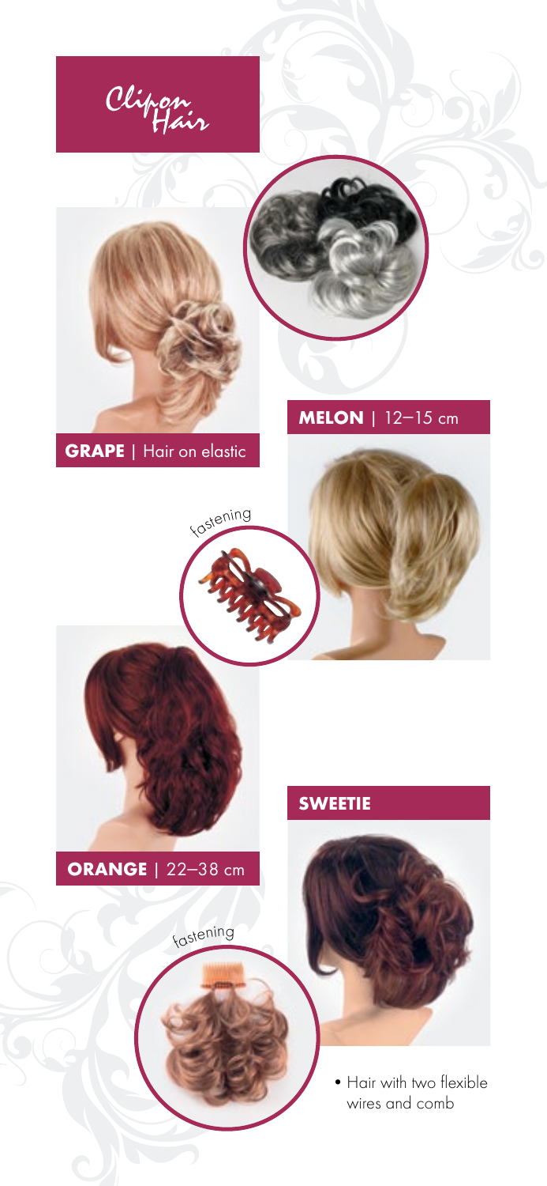# Clip on Hair

## GRAPE | Hair on elastic

## MELON | 12–15 cm

fastening

## ORANGE | 22–38 cm

fastening

## SWEETIE

- Hair with two flexible wires and comb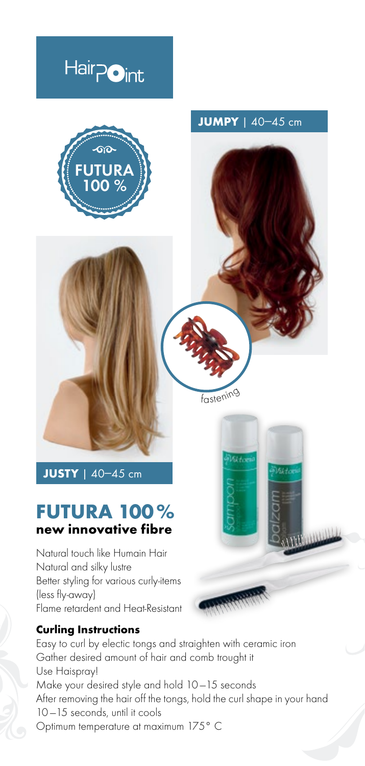HairPoint

FUTURA 100 %

**JUMPY** | 40–45 cm

fastening

**JUSTY** | 40–45 cm

## FUTURA 100 %
### new innovative fibre

Natural touch like Humain Hair
Natural and silky lustre
Better styling for various curly-items (less fly-away)
Flame retardent and Heat-Resistant

### Curling Instructions

Easy to curl by electic tongs and straighten with ceramic iron
Gather desired amount of hair and comb trought it
Use Haispray!
Make your desired style and hold 10 – 15 seconds
After removing the hair off the tongs, hold the curl shape in your hand 10 – 15 seconds, until it cools
Optimum temperature at maximum 175° C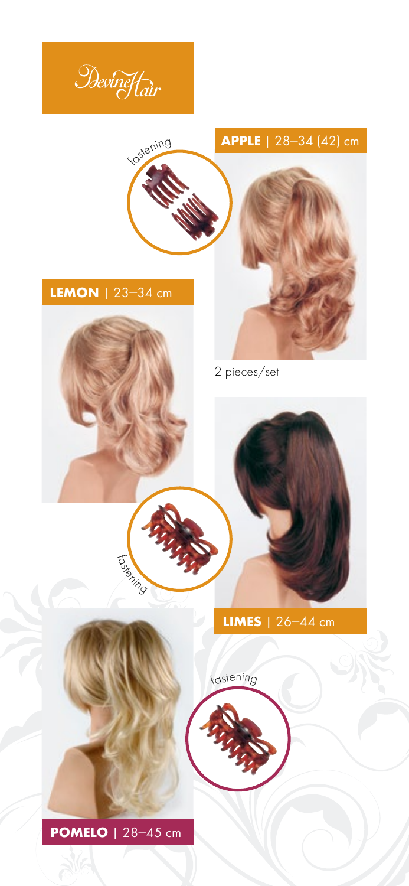DevineHair

fastening

**APPLE** | 28–34 (42) cm

2 pieces/set

**LEMON** | 23–34 cm

fastening

**LIMES** | 26–44 cm

fastening

**POMELO** | 28–45 cm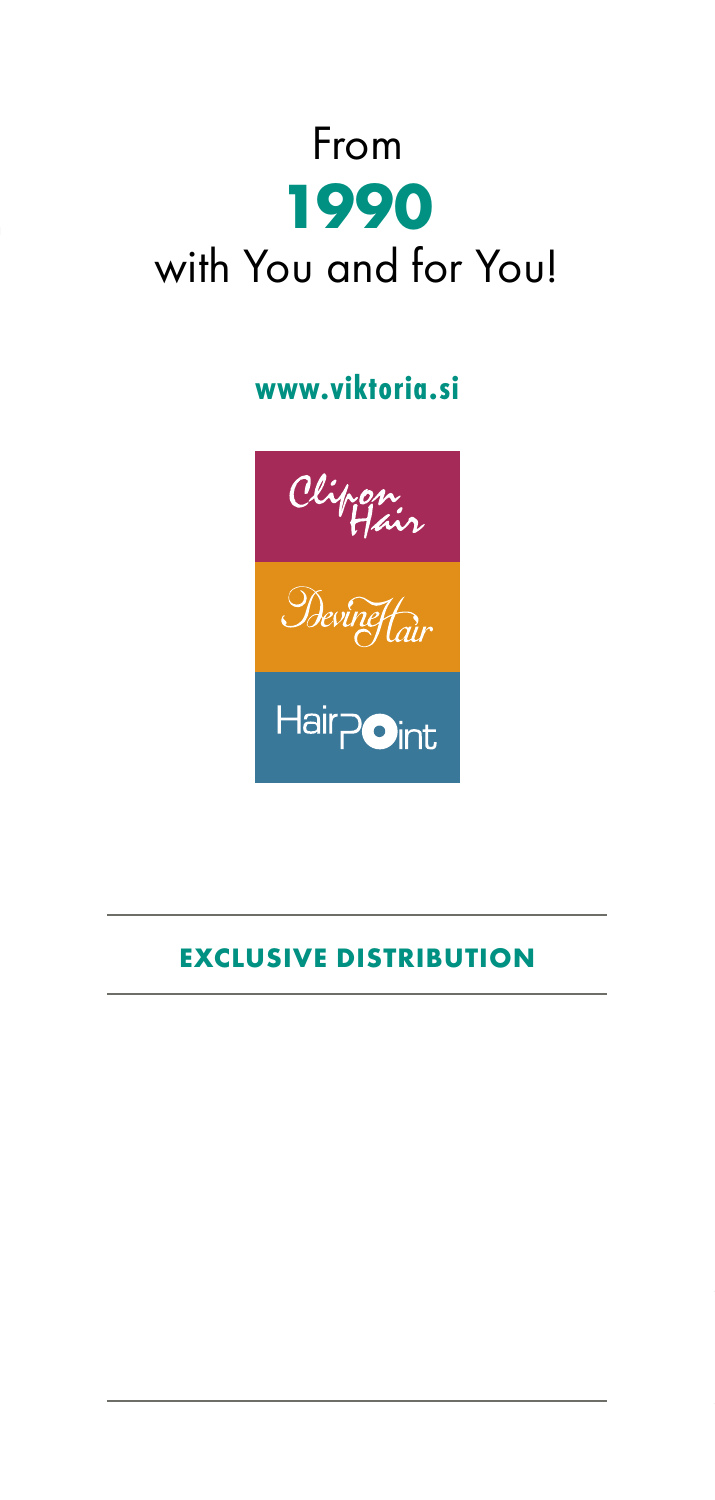From
**1990**
with You and for You!

**www.viktoria.si**

Clipon Hair

DevineHair

HairPoint

**EXCLUSIVE DISTRIBUTION**